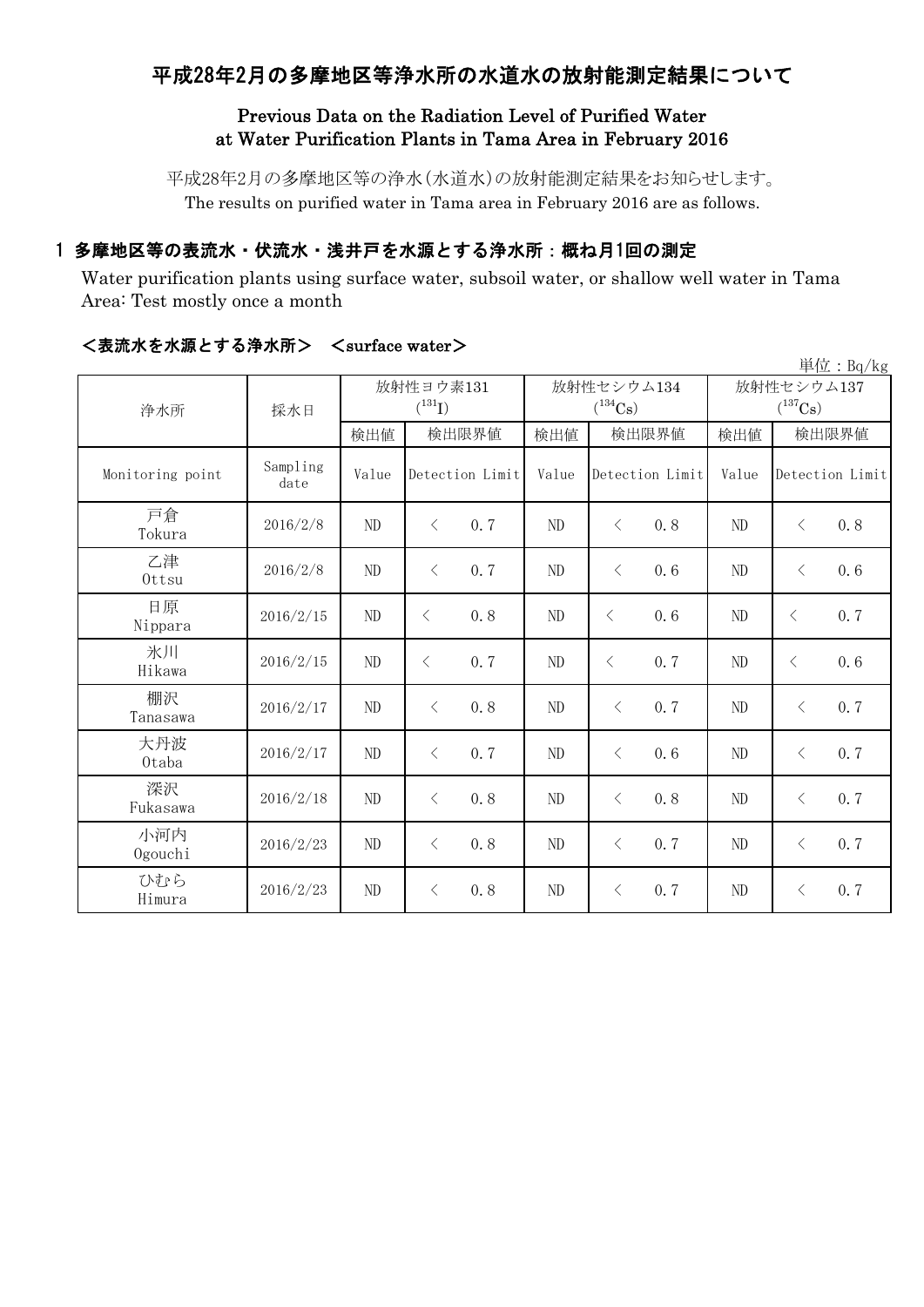# 平成28年2月の多摩地区等浄水所の水道水の放射能測定結果について

## Previous Data on the Radiation Level of Purified Water at Water Purification Plants in Tama Area in February 2016

平成28年2月の多摩地区等の浄水(水道水)の放射能測定結果をお知らせします。
The results on purified water in Tama area in February 2016 are as follows.

## 1 多摩地区等の表流水・伏流水・浅井戸を水源とする浄水所：概ね月1回の測定

Water purification plants using surface water, subsoil water, or shallow well water in Tama Area: Test mostly once a month

### ＜表流水を水源とする浄水所＞　＜surface water＞

単位：Bq/kg

| 浄水所 | 採水日 | 放射性ヨウ素131 ($^{131}I$) | | 放射性セシウム134 ($^{134}Cs$) | | 放射性セシウム137 ($^{137}Cs$) | |
|---|---|---|---|---|---|---|---|
| | | 検出値 | 検出限界値 | 検出値 | 検出限界値 | 検出値 | 検出限界値 |
| Monitoring point | Sampling date | Value | Detection Limit | Value | Detection Limit | Value | Detection Limit |
| 戸倉 Tokura | 2016/2/8 | ND | ＜ 0.7 | ND | ＜ 0.8 | ND | ＜ 0.8 |
| 乙津 Ottsu | 2016/2/8 | ND | ＜ 0.7 | ND | ＜ 0.6 | ND | ＜ 0.6 |
| 日原 Nippara | 2016/2/15 | ND | ＜ 0.8 | ND | ＜ 0.6 | ND | ＜ 0.7 |
| 氷川 Hikawa | 2016/2/15 | ND | ＜ 0.7 | ND | ＜ 0.7 | ND | ＜ 0.6 |
| 棚沢 Tanasawa | 2016/2/17 | ND | ＜ 0.8 | ND | ＜ 0.7 | ND | ＜ 0.7 |
| 大丹波 Otaba | 2016/2/17 | ND | ＜ 0.7 | ND | ＜ 0.6 | ND | ＜ 0.7 |
| 深沢 Fukasawa | 2016/2/18 | ND | ＜ 0.8 | ND | ＜ 0.8 | ND | ＜ 0.7 |
| 小河内 Ogouchi | 2016/2/23 | ND | ＜ 0.8 | ND | ＜ 0.7 | ND | ＜ 0.7 |
| ひむら Himura | 2016/2/23 | ND | ＜ 0.8 | ND | ＜ 0.7 | ND | ＜ 0.7 |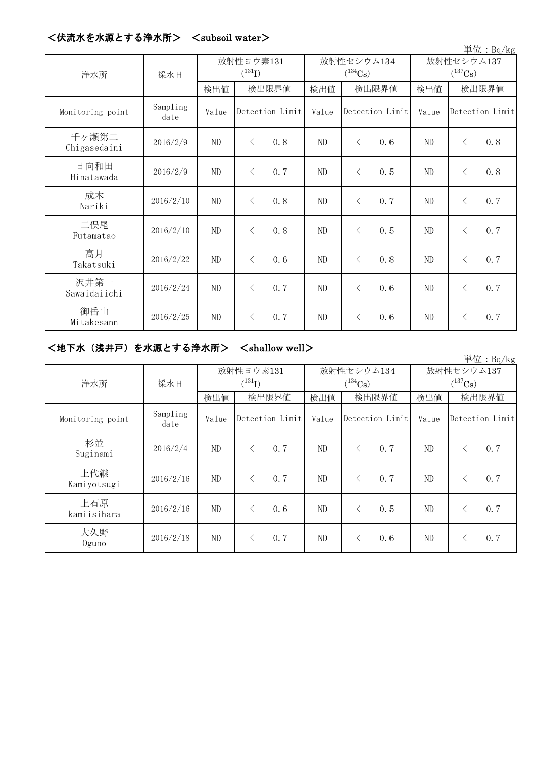## ＜伏流水を水源とする浄水所＞　＜subsoil water＞

単位：Bq/kg

| 浄水所 | 採水日 | 放射性ヨウ素131 ($^{131}$I) | | 放射性セシウム134 ($^{134}$Cs) | | 放射性セシウム137 ($^{137}$Cs) | |
|---|---|---|---|---|---|---|---|
| | | 検出値 | 検出限界値 | 検出値 | 検出限界値 | 検出値 | 検出限界値 |
| Monitoring point | Sampling date | Value | Detection Limit | Value | Detection Limit | Value | Detection Limit |
| 千ヶ瀬第二 Chigasedaini | 2016/2/9 | ND | ＜ 0.8 | ND | ＜ 0.6 | ND | ＜ 0.8 |
| 日向和田 Hinatawada | 2016/2/9 | ND | ＜ 0.7 | ND | ＜ 0.5 | ND | ＜ 0.8 |
| 成木 Nariki | 2016/2/10 | ND | ＜ 0.8 | ND | ＜ 0.7 | ND | ＜ 0.7 |
| 二俣尾 Futamatao | 2016/2/10 | ND | ＜ 0.8 | ND | ＜ 0.5 | ND | ＜ 0.7 |
| 高月 Takatsuki | 2016/2/22 | ND | ＜ 0.6 | ND | ＜ 0.8 | ND | ＜ 0.7 |
| 沢井第一 Sawaidaiichi | 2016/2/24 | ND | ＜ 0.7 | ND | ＜ 0.6 | ND | ＜ 0.7 |
| 御岳山 Mitakesann | 2016/2/25 | ND | ＜ 0.7 | ND | ＜ 0.6 | ND | ＜ 0.7 |

## ＜地下水（浅井戸）を水源とする浄水所＞　＜shallow well＞

単位：Bq/kg

| 浄水所 | 採水日 | 放射性ヨウ素131 ($^{131}$I) | | 放射性セシウム134 ($^{134}$Cs) | | 放射性セシウム137 ($^{137}$Cs) | |
|---|---|---|---|---|---|---|---|
| | | 検出値 | 検出限界値 | 検出値 | 検出限界値 | 検出値 | 検出限界値 |
| Monitoring point | Sampling date | Value | Detection Limit | Value | Detection Limit | Value | Detection Limit |
| 杉並 Suginami | 2016/2/4 | ND | ＜ 0.7 | ND | ＜ 0.7 | ND | ＜ 0.7 |
| 上代継 Kamiyotsugi | 2016/2/16 | ND | ＜ 0.7 | ND | ＜ 0.7 | ND | ＜ 0.7 |
| 上石原 kamiisihara | 2016/2/16 | ND | ＜ 0.6 | ND | ＜ 0.5 | ND | ＜ 0.7 |
| 大久野 Oguno | 2016/2/18 | ND | ＜ 0.7 | ND | ＜ 0.6 | ND | ＜ 0.7 |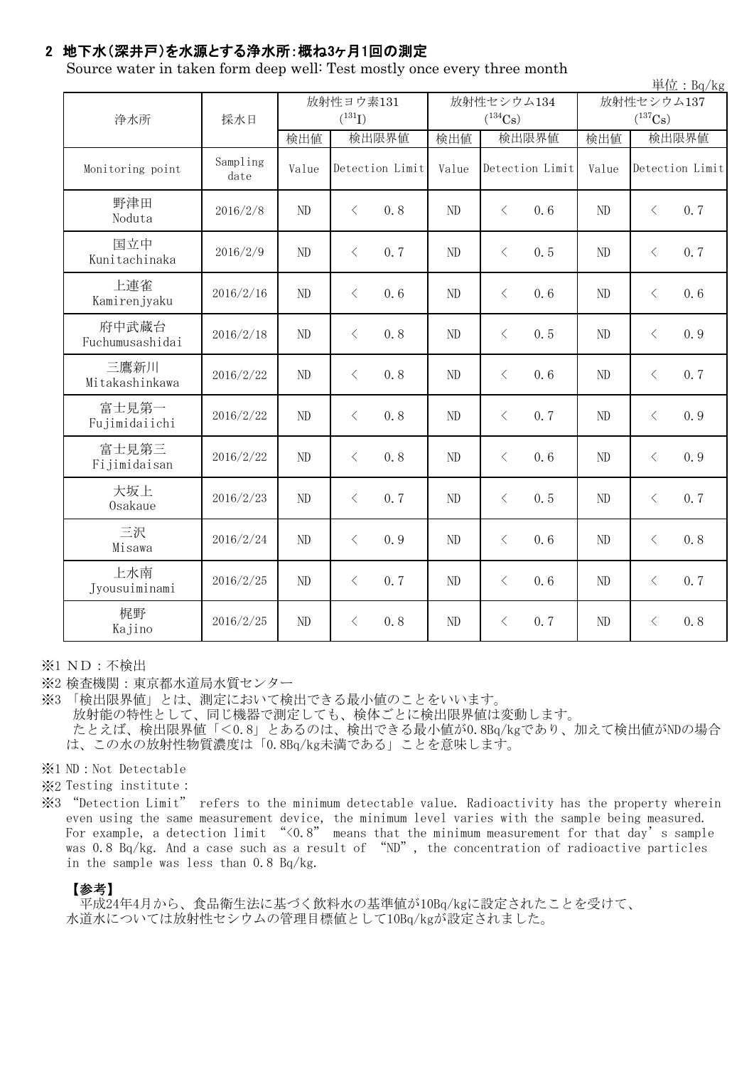## 2 地下水(深井戸)を水源とする浄水所:概ね3ヶ月1回の測定

Source water in taken form deep well: Test mostly once every three month

単位：Bq/kg

| 浄水所 | 採水日 | 放射性ヨウ素131 ($^{131}I$) | | 放射性セシウム134 ($^{134}Cs$) | | 放射性セシウム137 ($^{137}Cs$) | |
|---|---|---|---|---|---|---|---|
| | | 検出値 | 検出限界値 | 検出値 | 検出限界値 | 検出値 | 検出限界値 |
| Monitoring point | Sampling date | Value | Detection Limit | Value | Detection Limit | Value | Detection Limit |
| 野津田 Noduta | 2016/2/8 | ND | ＜ 0.8 | ND | ＜ 0.6 | ND | ＜ 0.7 |
| 国立中 Kunitachinaka | 2016/2/9 | ND | ＜ 0.7 | ND | ＜ 0.5 | ND | ＜ 0.7 |
| 上連雀 Kamirenjyaku | 2016/2/16 | ND | ＜ 0.6 | ND | ＜ 0.6 | ND | ＜ 0.6 |
| 府中武蔵台 Fuchumusashidai | 2016/2/18 | ND | ＜ 0.8 | ND | ＜ 0.5 | ND | ＜ 0.9 |
| 三鷹新川 Mitakashinkawa | 2016/2/22 | ND | ＜ 0.8 | ND | ＜ 0.6 | ND | ＜ 0.7 |
| 富士見第一 Fujimidaiichi | 2016/2/22 | ND | ＜ 0.8 | ND | ＜ 0.7 | ND | ＜ 0.9 |
| 富士見第三 Fijimidaisan | 2016/2/22 | ND | ＜ 0.8 | ND | ＜ 0.6 | ND | ＜ 0.9 |
| 大坂上 Osakaue | 2016/2/23 | ND | ＜ 0.7 | ND | ＜ 0.5 | ND | ＜ 0.7 |
| 三沢 Misawa | 2016/2/24 | ND | ＜ 0.9 | ND | ＜ 0.6 | ND | ＜ 0.8 |
| 上水南 Jyousuiminami | 2016/2/25 | ND | ＜ 0.7 | ND | ＜ 0.6 | ND | ＜ 0.7 |
| 梶野 Kajino | 2016/2/25 | ND | ＜ 0.8 | ND | ＜ 0.7 | ND | ＜ 0.8 |

※1 ND：不検出

※2 検査機関：東京都水道局水質センター

※3 「検出限界値」とは、測定において検出できる最小値のことをいいます。
放射能の特性として、同じ機器で測定しても、検体ごとに検出限界値は変動します。
たとえば、検出限界値「＜0.8」とあるのは、検出できる最小値が0.8Bq/kgであり、加えて検出値がNDの場合は、この水の放射性物質濃度は「0.8Bq/kg未満である」ことを意味します。

※1 ND：Not Detectable

※2 Testing institute：

※3 "Detection Limit" refers to the minimum detectable value. Radioactivity has the property wherein even using the same measurement device, the minimum level varies with the sample being measured. For example, a detection limit "<0.8" means that the minimum measurement for that day's sample was 0.8 Bq/kg. And a case such as a result of "ND", the concentration of radioactive particles in the sample was less than 0.8 Bq/kg.

【参考】

平成24年4月から、食品衛生法に基づく飲料水の基準値が10Bq/kgに設定されたことを受けて、水道水については放射性セシウムの管理目標値として10Bq/kgが設定されました。